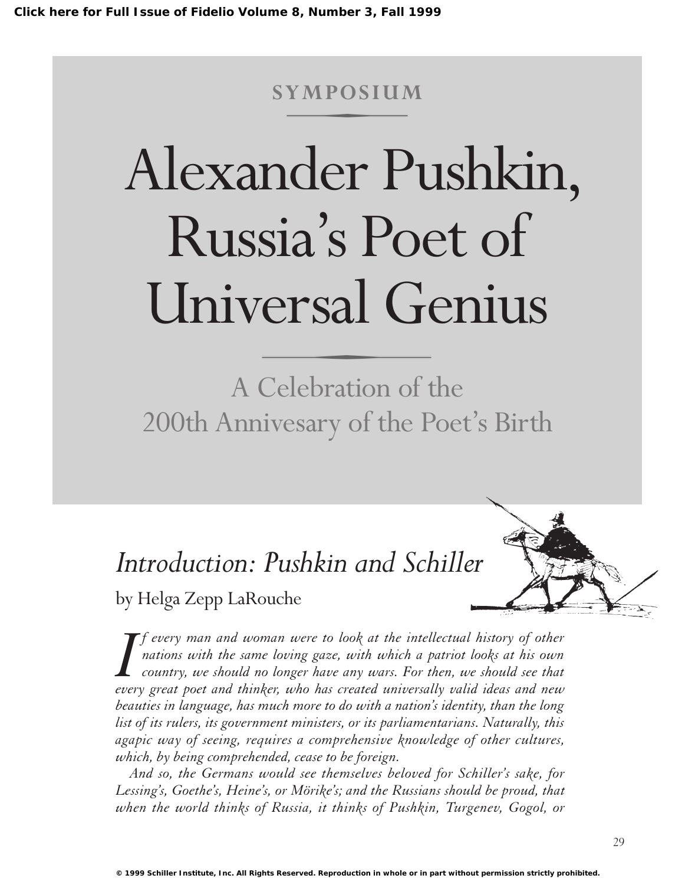Click here for Full Issue of Fidelio Volume 8, Number 3, Fall 1999

SYMPOSIUM

# Alexander Pushkin, Russia's Poet of Universal Genius

## A Celebration of the 200th Annivesary of the Poet's Birth

## *Introduction: Pushkin and Schiller*

by Helga Zepp LaRouche

*If every man and woman were to look at the intellectual history of other nations with the same loving gaze, with which a patriot looks at his own country, we should no longer have any wars. For then, we should see that every great poet and thinker, who has created universally valid ideas and new beauties in language, has much more to do with a nation's identity, than the long list of its rulers, its government ministers, or its parliamentarians. Naturally, this agapic way of seeing, requires a comprehensive knowledge of other cultures, which, by being comprehended, cease to be foreign.*

*And so, the Germans would see themselves beloved for Schiller's sake, for Lessing's, Goethe's, Heine's, or Mörike's; and the Russians should be proud, that when the world thinks of Russia, it thinks of Pushkin, Turgenev, Gogol, or*

© 1999 Schiller Institute, Inc. All Rights Reserved. Reproduction in whole or in part without permission strictly prohibited.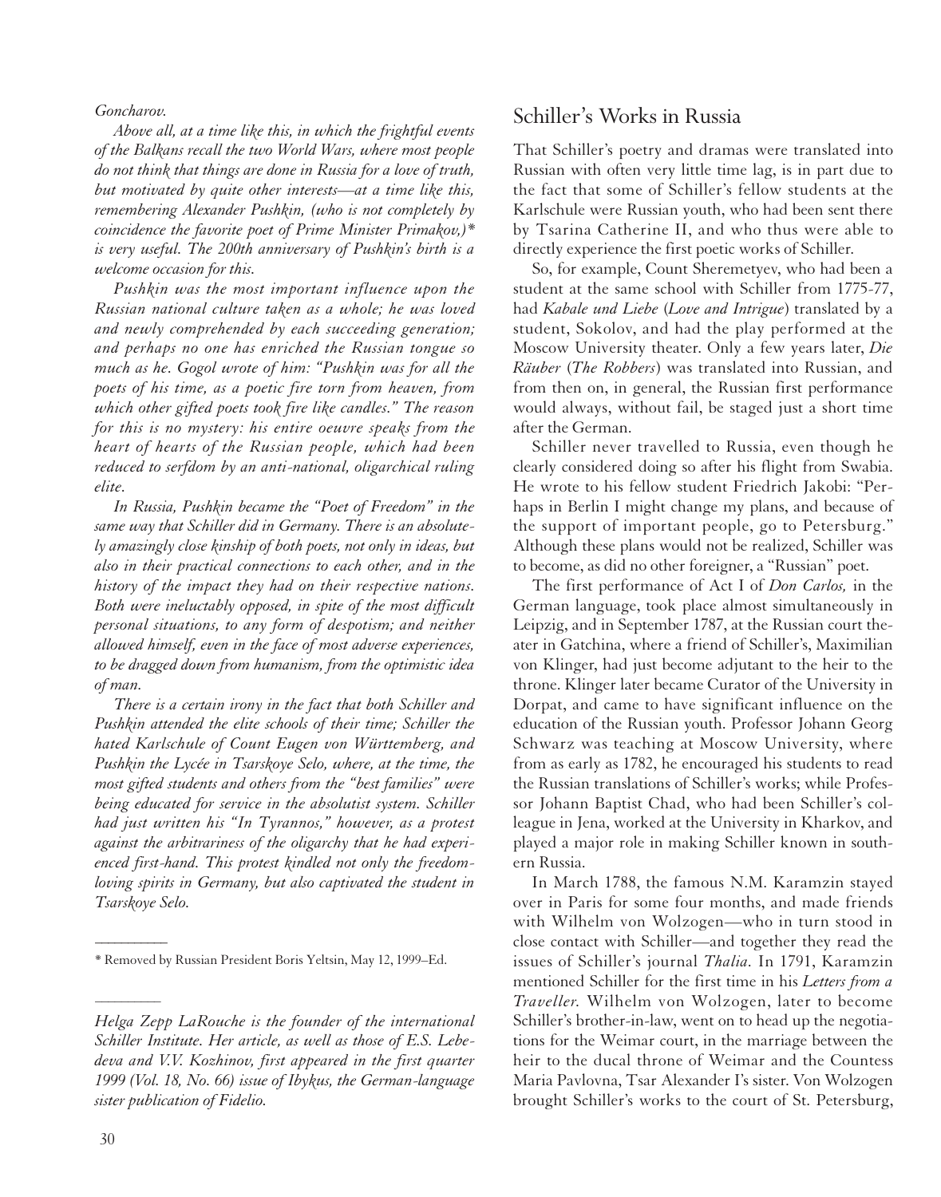*Goncharov.*

*Above all, at a time like this, in which the frightful events of the Balkans recall the two World Wars, where most people do not think that things are done in Russia for a love of truth, but motivated by quite other interests—at a time like this, remembering Alexander Pushkin, (who is not completely by coincidence the favorite poet of Prime Minister Primakov,)\* is very useful. The 200th anniversary of Pushkin's birth is a welcome occasion for this.*

*Pushkin was the most important influence upon the Russian national culture taken as a whole; he was loved and newly comprehended by each succeeding generation; and perhaps no one has enriched the Russian tongue so much as he. Gogol wrote of him: "Pushkin was for all the poets of his time, as a poetic fire torn from heaven, from which other gifted poets took fire like candles." The reason for this is no mystery: his entire oeuvre speaks from the heart of hearts of the Russian people, which had been reduced to serfdom by an anti-national, oligarchical ruling elite.*

*In Russia, Pushkin became the "Poet of Freedom" in the same way that Schiller did in Germany. There is an absolutely amazingly close kinship of both poets, not only in ideas, but also in their practical connections to each other, and in the history of the impact they had on their respective nations. Both were ineluctably opposed, in spite of the most difficult personal situations, to any form of despotism; and neither allowed himself, even in the face of most adverse experiences, to be dragged down from humanism, from the optimistic idea of man.*

*There is a certain irony in the fact that both Schiller and Pushkin attended the elite schools of their time; Schiller the hated Karlschule of Count Eugen von Württemberg, and Pushkin the Lycée in Tsarskoye Selo, where, at the time, the most gifted students and others from the "best families" were being educated for service in the absolutist system. Schiller had just written his "In Tyrannos," however, as a protest against the arbitrariness of the oligarchy that he had experienced first-hand. This protest kindled not only the freedom-loving spirits in Germany, but also captivated the student in Tsarskoye Selo.*

\* Removed by Russian President Boris Yeltsin, May 12, 1999–Ed.

*Helga Zepp LaRouche is the founder of the international Schiller Institute. Her article, as well as those of E.S. Lebedeva and V.V. Kozhinov, first appeared in the first quarter 1999 (Vol. 18, No. 66) issue of Ibykus, the German-language sister publication of Fidelio.*

## Schiller's Works in Russia

That Schiller's poetry and dramas were translated into Russian with often very little time lag, is in part due to the fact that some of Schiller's fellow students at the Karlschule were Russian youth, who had been sent there by Tsarina Catherine II, and who thus were able to directly experience the first poetic works of Schiller.

So, for example, Count Sheremetyev, who had been a student at the same school with Schiller from 1775-77, had *Kabale und Liebe* (*Love and Intrigue*) translated by a student, Sokolov, and had the play performed at the Moscow University theater. Only a few years later, *Die Räuber* (*The Robbers*) was translated into Russian, and from then on, in general, the Russian first performance would always, without fail, be staged just a short time after the German.

Schiller never travelled to Russia, even though he clearly considered doing so after his flight from Swabia. He wrote to his fellow student Friedrich Jakobi: "Perhaps in Berlin I might change my plans, and because of the support of important people, go to Petersburg." Although these plans would not be realized, Schiller was to become, as did no other foreigner, a "Russian" poet.

The first performance of Act I of *Don Carlos,* in the German language, took place almost simultaneously in Leipzig, and in September 1787, at the Russian court theater in Gatchina, where a friend of Schiller's, Maximilian von Klinger, had just become adjutant to the heir to the throne. Klinger later became Curator of the University in Dorpat, and came to have significant influence on the education of the Russian youth. Professor Johann Georg Schwarz was teaching at Moscow University, where from as early as 1782, he encouraged his students to read the Russian translations of Schiller's works; while Professor Johann Baptist Chad, who had been Schiller's colleague in Jena, worked at the University in Kharkov, and played a major role in making Schiller known in southern Russia.

In March 1788, the famous N.M. Karamzin stayed over in Paris for some four months, and made friends with Wilhelm von Wolzogen—who in turn stood in close contact with Schiller—and together they read the issues of Schiller's journal *Thalia.* In 1791, Karamzin mentioned Schiller for the first time in his *Letters from a Traveller.* Wilhelm von Wolzogen, later to become Schiller's brother-in-law, went on to head up the negotiations for the Weimar court, in the marriage between the heir to the ducal throne of Weimar and the Countess Maria Pavlovna, Tsar Alexander I's sister. Von Wolzogen brought Schiller's works to the court of St. Petersburg,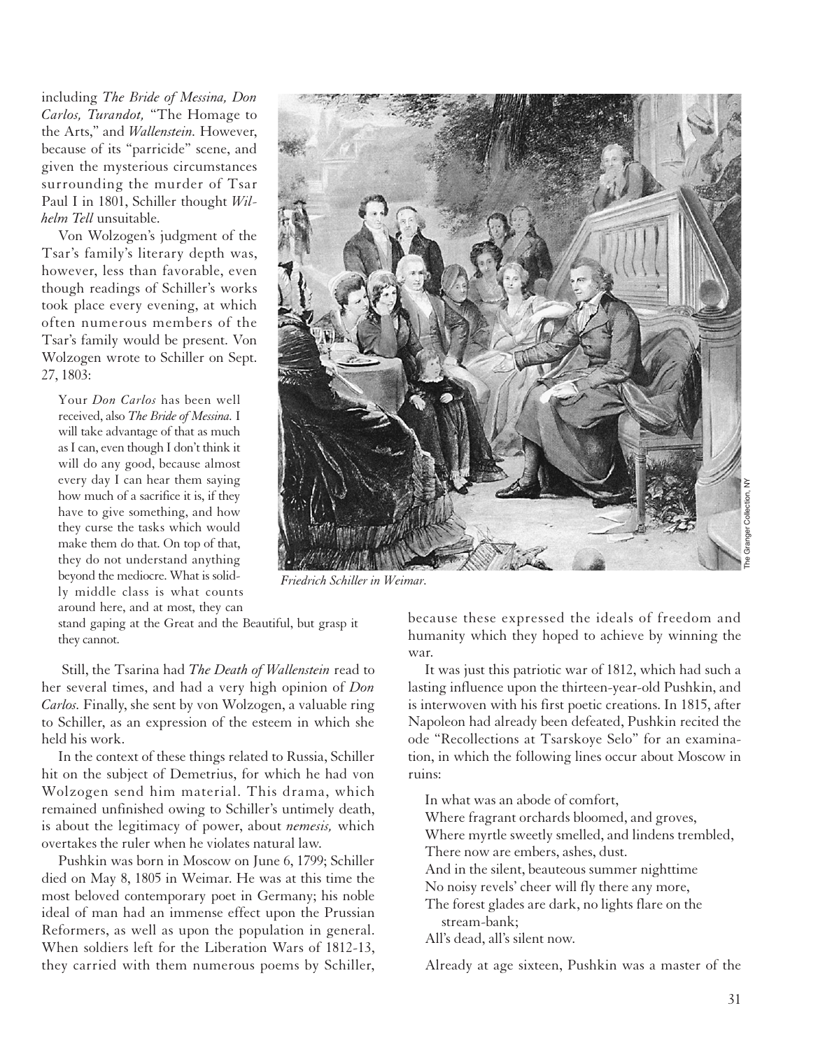including *The Bride of Messina, Don Carlos, Turandot,* "The Homage to the Arts," and *Wallenstein.* However, because of its "parricide" scene, and given the mysterious circumstances surrounding the murder of Tsar Paul I in 1801, Schiller thought *Wilhelm Tell* unsuitable.

Von Wolzogen's judgment of the Tsar's family's literary depth was, however, less than favorable, even though readings of Schiller's works took place every evening, at which often numerous members of the Tsar's family would be present. Von Wolzogen wrote to Schiller on Sept. 27, 1803:

> Your *Don Carlos* has been well received, also *The Bride of Messina.* I will take advantage of that as much as I can, even though I don't think it will do any good, because almost every day I can hear them saying how much of a sacrifice it is, if they have to give something, and how they curse the tasks which would make them do that. On top of that, they do not understand anything beyond the mediocre. What is solidly middle class is what counts around here, and at most, they can stand gaping at the Great and the Beautiful, but grasp it they cannot.

Still, the Tsarina had *The Death of Wallenstein* read to her several times, and had a very high opinion of *Don Carlos.* Finally, she sent by von Wolzogen, a valuable ring to Schiller, as an expression of the esteem in which she held his work.

In the context of these things related to Russia, Schiller hit on the subject of Demetrius, for which he had von Wolzogen send him material. This drama, which remained unfinished owing to Schiller's untimely death, is about the legitimacy of power, about *nemesis,* which overtakes the ruler when he violates natural law.

Pushkin was born in Moscow on June 6, 1799; Schiller died on May 8, 1805 in Weimar. He was at this time the most beloved contemporary poet in Germany; his noble ideal of man had an immense effect upon the Prussian Reformers, as well as upon the population in general. When soldiers left for the Liberation Wars of 1812-13, they carried with them numerous poems by Schiller, because these expressed the ideals of freedom and humanity which they hoped to achieve by winning the war.

*Friedrich Schiller in Weimar.*

It was just this patriotic war of 1812, which had such a lasting influence upon the thirteen-year-old Pushkin, and is interwoven with his first poetic creations. In 1815, after Napoleon had already been defeated, Pushkin recited the ode "Recollections at Tsarskoye Selo" for an examination, in which the following lines occur about Moscow in ruins:

> In what was an abode of comfort,
> Where fragrant orchards bloomed, and groves,
> Where myrtle sweetly smelled, and lindens trembled,
> There now are embers, ashes, dust.
> And in the silent, beauteous summer nighttime
> No noisy revels' cheer will fly there any more,
> The forest glades are dark, no lights flare on the stream-bank;
> All's dead, all's silent now.

Already at age sixteen, Pushkin was a master of the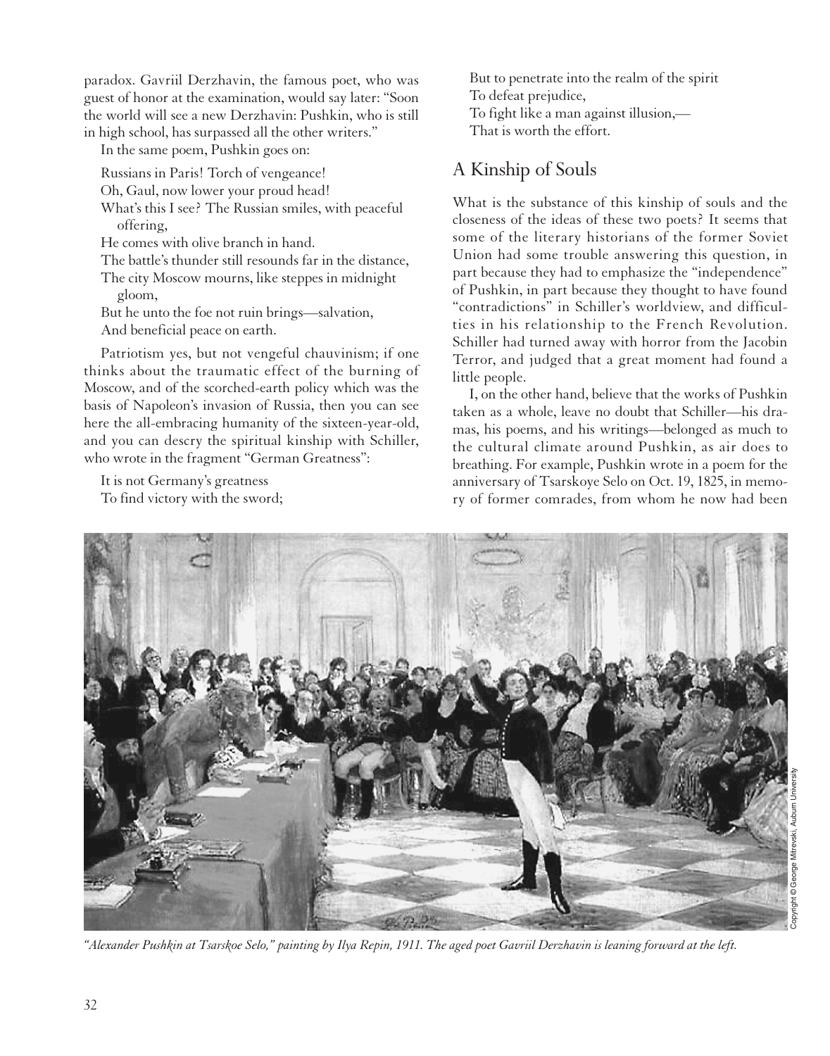paradox. Gavriil Derzhavin, the famous poet, who was guest of honor at the examination, would say later: "Soon the world will see a new Derzhavin: Pushkin, who is still in high school, has surpassed all the other writers."

In the same poem, Pushkin goes on:

> Russians in Paris! Torch of vengeance!
> Oh, Gaul, now lower your proud head!
> What's this I see? The Russian smiles, with peaceful offering,
> He comes with olive branch in hand.
> The battle's thunder still resounds far in the distance,
> The city Moscow mourns, like steppes in midnight gloom,
> But he unto the foe not ruin brings—salvation,
> And beneficial peace on earth.

Patriotism yes, but not vengeful chauvinism; if one thinks about the traumatic effect of the burning of Moscow, and of the scorched-earth policy which was the basis of Napoleon's invasion of Russia, then you can see here the all-embracing humanity of the sixteen-year-old, and you can descry the spiritual kinship with Schiller, who wrote in the fragment "German Greatness":

> It is not Germany's greatness
> To find victory with the sword;
> But to penetrate into the realm of the spirit
> To defeat prejudice,
> To fight like a man against illusion,—
> That is worth the effort.

## A Kinship of Souls

What is the substance of this kinship of souls and the closeness of the ideas of these two poets? It seems that some of the literary historians of the former Soviet Union had some trouble answering this question, in part because they had to emphasize the "independence" of Pushkin, in part because they thought to have found "contradictions" in Schiller's worldview, and difficulties in his relationship to the French Revolution. Schiller had turned away with horror from the Jacobin Terror, and judged that a great moment had found a little people.

I, on the other hand, believe that the works of Pushkin taken as a whole, leave no doubt that Schiller—his dramas, his poems, and his writings—belonged as much to the cultural climate around Pushkin, as air does to breathing. For example, Pushkin wrote in a poem for the anniversary of Tsarskoye Selo on Oct. 19, 1825, in memory of former comrades, from whom he now had been

*"Alexander Pushkin at Tsarskoe Selo," painting by Ilya Repin, 1911. The aged poet Gavriil Derzhavin is leaning forward at the left.*

Copyright © George Mitrevski, Auburn University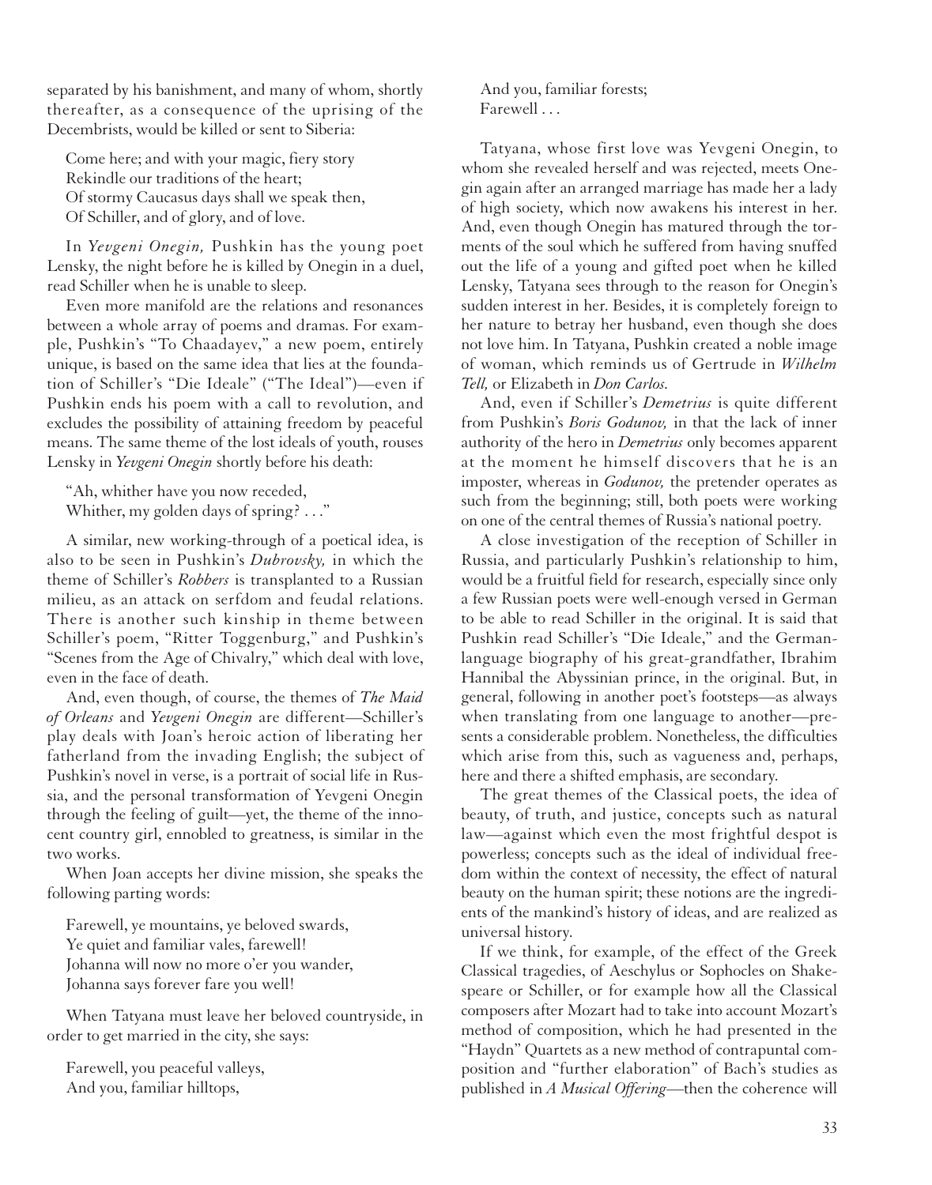separated by his banishment, and many of whom, shortly thereafter, as a consequence of the uprising of the Decembrists, would be killed or sent to Siberia:

> Come here; and with your magic, fiery story
> Rekindle our traditions of the heart;
> Of stormy Caucasus days shall we speak then,
> Of Schiller, and of glory, and of love.

In *Yevgeni Onegin,* Pushkin has the young poet Lensky, the night before he is killed by Onegin in a duel, read Schiller when he is unable to sleep.

Even more manifold are the relations and resonances between a whole array of poems and dramas. For example, Pushkin's "To Chaadayev," a new poem, entirely unique, is based on the same idea that lies at the foundation of Schiller's "Die Ideale" ("The Ideal")—even if Pushkin ends his poem with a call to revolution, and excludes the possibility of attaining freedom by peaceful means. The same theme of the lost ideals of youth, rouses Lensky in *Yevgeni Onegin* shortly before his death:

> "Ah, whither have you now receded,
> Whither, my golden days of spring? . . ."

A similar, new working-through of a poetical idea, is also to be seen in Pushkin's *Dubrovsky,* in which the theme of Schiller's *Robbers* is transplanted to a Russian milieu, as an attack on serfdom and feudal relations. There is another such kinship in theme between Schiller's poem, "Ritter Toggenburg," and Pushkin's "Scenes from the Age of Chivalry," which deal with love, even in the face of death.

And, even though, of course, the themes of *The Maid of Orleans* and *Yevgeni Onegin* are different—Schiller's play deals with Joan's heroic action of liberating her fatherland from the invading English; the subject of Pushkin's novel in verse, is a portrait of social life in Russia, and the personal transformation of Yevgeni Onegin through the feeling of guilt—yet, the theme of the innocent country girl, ennobled to greatness, is similar in the two works.

When Joan accepts her divine mission, she speaks the following parting words:

> Farewell, ye mountains, ye beloved swards,
> Ye quiet and familiar vales, farewell!
> Johanna will now no more o'er you wander,
> Johanna says forever fare you well!

When Tatyana must leave her beloved countryside, in order to get married in the city, she says:

> Farewell, you peaceful valleys,
> And you, familiar hilltops,
> And you, familiar forests;
> Farewell . . .

Tatyana, whose first love was Yevgeni Onegin, to whom she revealed herself and was rejected, meets Onegin again after an arranged marriage has made her a lady of high society, which now awakens his interest in her. And, even though Onegin has matured through the torments of the soul which he suffered from having snuffed out the life of a young and gifted poet when he killed Lensky, Tatyana sees through to the reason for Onegin's sudden interest in her. Besides, it is completely foreign to her nature to betray her husband, even though she does not love him. In Tatyana, Pushkin created a noble image of woman, which reminds us of Gertrude in *Wilhelm Tell,* or Elizabeth in *Don Carlos.*

And, even if Schiller's *Demetrius* is quite different from Pushkin's *Boris Godunov,* in that the lack of inner authority of the hero in *Demetrius* only becomes apparent at the moment he himself discovers that he is an imposter, whereas in *Godunov,* the pretender operates as such from the beginning; still, both poets were working on one of the central themes of Russia's national poetry.

A close investigation of the reception of Schiller in Russia, and particularly Pushkin's relationship to him, would be a fruitful field for research, especially since only a few Russian poets were well-enough versed in German to be able to read Schiller in the original. It is said that Pushkin read Schiller's "Die Ideale," and the German-language biography of his great-grandfather, Ibrahim Hannibal the Abyssinian prince, in the original. But, in general, following in another poet's footsteps—as always when translating from one language to another—presents a considerable problem. Nonetheless, the difficulties which arise from this, such as vagueness and, perhaps, here and there a shifted emphasis, are secondary.

The great themes of the Classical poets, the idea of beauty, of truth, and justice, concepts such as natural law—against which even the most frightful despot is powerless; concepts such as the ideal of individual freedom within the context of necessity, the effect of natural beauty on the human spirit; these notions are the ingredients of the mankind's history of ideas, and are realized as universal history.

If we think, for example, of the effect of the Greek Classical tragedies, of Aeschylus or Sophocles on Shakespeare or Schiller, or for example how all the Classical composers after Mozart had to take into account Mozart's method of composition, which he had presented in the "Haydn" Quartets as a new method of contrapuntal composition and "further elaboration" of Bach's studies as published in *A Musical Offering*—then the coherence will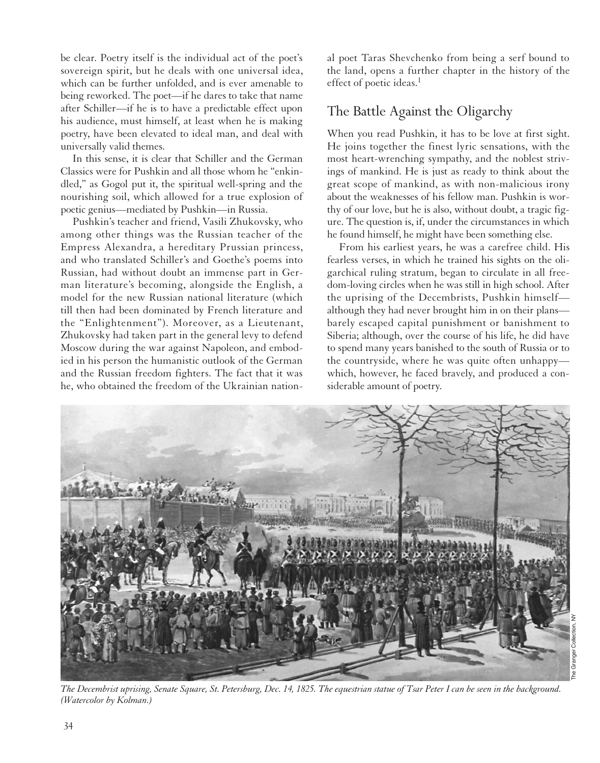be clear. Poetry itself is the individual act of the poet's sovereign spirit, but he deals with one universal idea, which can be further unfolded, and is ever amenable to being reworked. The poet—if he dares to take that name after Schiller—if he is to have a predictable effect upon his audience, must himself, at least when he is making poetry, have been elevated to ideal man, and deal with universally valid themes.

In this sense, it is clear that Schiller and the German Classics were for Pushkin and all those whom he "enkindled," as Gogol put it, the spiritual well-spring and the nourishing soil, which allowed for a true explosion of poetic genius—mediated by Pushkin—in Russia.

Pushkin's teacher and friend, Vasili Zhukovsky, who among other things was the Russian teacher of the Empress Alexandra, a hereditary Prussian princess, and who translated Schiller's and Goethe's poems into Russian, had without doubt an immense part in German literature's becoming, alongside the English, a model for the new Russian national literature (which till then had been dominated by French literature and the "Enlightenment"). Moreover, as a Lieutenant, Zhukovsky had taken part in the general levy to defend Moscow during the war against Napoleon, and embodied in his person the humanistic outlook of the German and the Russian freedom fighters. The fact that it was he, who obtained the freedom of the Ukrainian national poet Taras Shevchenko from being a serf bound to the land, opens a further chapter in the history of the effect of poetic ideas.[1]

## The Battle Against the Oligarchy

When you read Pushkin, it has to be love at first sight. He joins together the finest lyric sensations, with the most heart-wrenching sympathy, and the noblest strivings of mankind. He is just as ready to think about the great scope of mankind, as with non-malicious irony about the weaknesses of his fellow man. Pushkin is worthy of our love, but he is also, without doubt, a tragic figure. The question is, if, under the circumstances in which he found himself, he might have been something else.

From his earliest years, he was a carefree child. His fearless verses, in which he trained his sights on the oligarchical ruling stratum, began to circulate in all freedom-loving circles when he was still in high school. After the uprising of the Decembrists, Pushkin himself—although they had never brought him in on their plans—barely escaped capital punishment or banishment to Siberia; although, over the course of his life, he did have to spend many years banished to the south of Russia or to the countryside, where he was quite often unhappy—which, however, he faced bravely, and produced a considerable amount of poetry.

*The Decembrist uprising, Senate Square, St. Petersburg, Dec. 14, 1825. The equestrian statue of Tsar Peter I can be seen in the background. (Watercolor by Kolman.)*

The Granger Collection, NY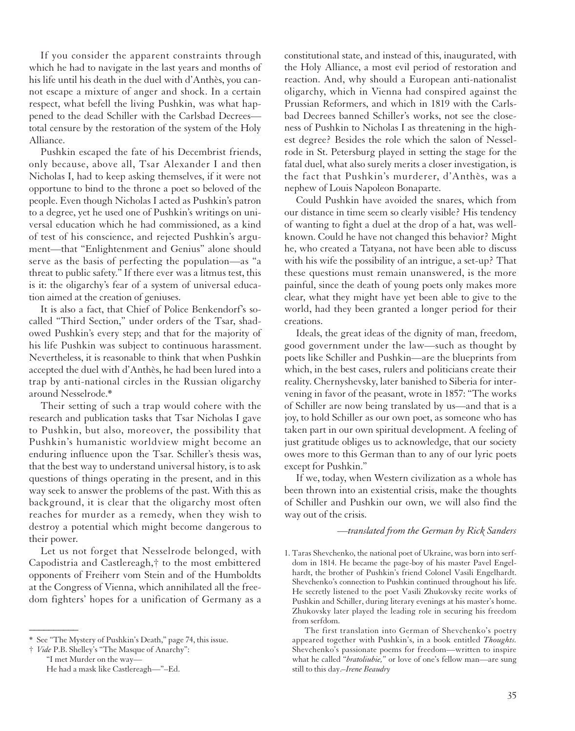If you consider the apparent constraints through which he had to navigate in the last years and months of his life until his death in the duel with d'Anthès, you cannot escape a mixture of anger and shock. In a certain respect, what befell the living Pushkin, was what happened to the dead Schiller with the Carlsbad Decrees—total censure by the restoration of the system of the Holy Alliance.

Pushkin escaped the fate of his Decembrist friends, only because, above all, Tsar Alexander I and then Nicholas I, had to keep asking themselves, if it were not opportune to bind to the throne a poet so beloved of the people. Even though Nicholas I acted as Pushkin's patron to a degree, yet he used one of Pushkin's writings on universal education which he had commissioned, as a kind of test of his conscience, and rejected Pushkin's argument—that "Enlightenment and Genius" alone should serve as the basis of perfecting the population—as "a threat to public safety." If there ever was a litmus test, this is it: the oligarchy's fear of a system of universal education aimed at the creation of geniuses.

It is also a fact, that Chief of Police Benkendorf's so-called "Third Section," under orders of the Tsar, shadowed Pushkin's every step; and that for the majority of his life Pushkin was subject to continuous harassment. Nevertheless, it is reasonable to think that when Pushkin accepted the duel with d'Anthès, he had been lured into a trap by anti-national circles in the Russian oligarchy around Nesselrode.*

Their setting of such a trap would cohere with the research and publication tasks that Tsar Nicholas I gave to Pushkin, but also, moreover, the possibility that Pushkin's humanistic worldview might become an enduring influence upon the Tsar. Schiller's thesis was, that the best way to understand universal history, is to ask questions of things operating in the present, and in this way seek to answer the problems of the past. With this as background, it is clear that the oligarchy most often reaches for murder as a remedy, when they wish to destroy a potential which might become dangerous to their power.

Let us not forget that Nesselrode belonged, with Capodistria and Castlereagh,† to the most embittered opponents of Freiherr vom Stein and of the Humboldts at the Congress of Vienna, which annihilated all the freedom fighters' hopes for a unification of Germany as a constitutional state, and instead of this, inaugurated, with the Holy Alliance, a most evil period of restoration and reaction. And, why should a European anti-nationalist oligarchy, which in Vienna had conspired against the Prussian Reformers, and which in 1819 with the Carlsbad Decrees banned Schiller's works, not see the closeness of Pushkin to Nicholas I as threatening in the highest degree? Besides the role which the salon of Nesselrode in St. Petersburg played in setting the stage for the fatal duel, what also surely merits a closer investigation, is the fact that Pushkin's murderer, d'Anthès, was a nephew of Louis Napoleon Bonaparte.

Could Pushkin have avoided the snares, which from our distance in time seem so clearly visible? His tendency of wanting to fight a duel at the drop of a hat, was well-known. Could he have not changed this behavior? Might he, who created a Tatyana, not have been able to discuss with his wife the possibility of an intrigue, a set-up? That these questions must remain unanswered, is the more painful, since the death of young poets only makes more clear, what they might have yet been able to give to the world, had they been granted a longer period for their creations.

Ideals, the great ideas of the dignity of man, freedom, good government under the law—such as thought by poets like Schiller and Pushkin—are the blueprints from which, in the best cases, rulers and politicians create their reality. Chernyshevsky, later banished to Siberia for intervening in favor of the peasant, wrote in 1857: "The works of Schiller are now being translated by us—and that is a joy, to hold Schiller as our own poet, as someone who has taken part in our own spiritual development. A feeling of just gratitude obliges us to acknowledge, that our society owes more to this German than to any of our lyric poets except for Pushkin."

If we, today, when Western civilization as a whole has been thrown into an existential crisis, make the thoughts of Schiller and Pushkin our own, we will also find the way out of the crisis.

*—translated from the German by Rick Sanders*

---

\* See "The Mystery of Pushkin's Death," page 74, this issue.

† *Vide* P.B. Shelley's "The Masque of Anarchy":
"I met Murder on the way—
He had a mask like Castlereagh—"–Ed.

1. Taras Shevchenko, the national poet of Ukraine, was born into serfdom in 1814. He became the page-boy of his master Pavel Engelhardt, the brother of Pushkin's friend Colonel Vasili Engelhardt. Shevchenko's connection to Pushkin continued throughout his life. He secretly listened to the poet Vasili Zhukovsky recite works of Pushkin and Schiller, during literary evenings at his master's home. Zhukovsky later played the leading role in securing his freedom from serfdom.

The first translation into German of Shevchenko's poetry appeared together with Pushkin's, in a book entitled *Thoughts.* Shevchenko's passionate poems for freedom—written to inspire what he called "*bratoliubie,*" or love of one's fellow man—are sung still to this day.–*Irene Beaudry*